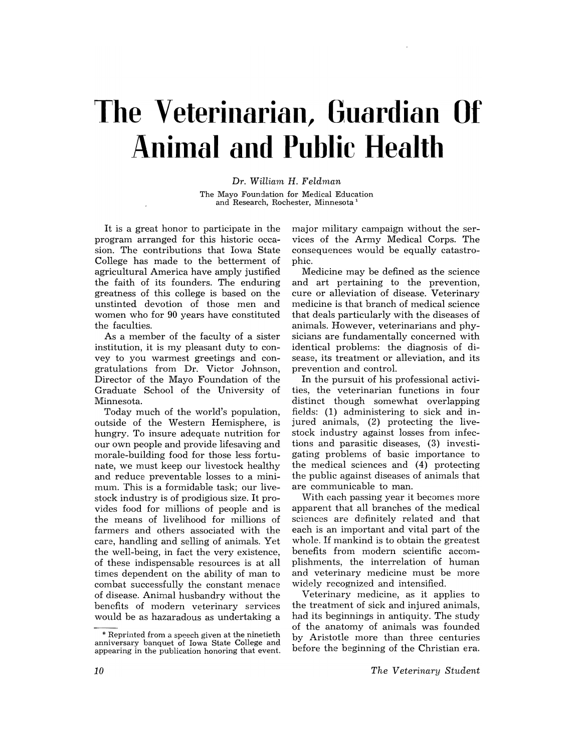# The Veterinarian, Guardian Of Animal and Public Health

*Dr. William H. Feldman*

The Mayo Foundation for Medical Education and Research, Rochester, Minnesota[1]

It is a great honor to participate in the program arranged for this historic occasion. The contributions that Iowa State College has made to the betterment of agricultural America have amply justified the faith of its founders. The enduring greatness of this college is based on the unstinted devotion of those men and women who for 90 years have constituted the faculties.

As a member of the faculty of a sister institution, it is my pleasant duty to convey to you warmest greetings and congratulations from Dr. Victor Johnson, Director of the Mayo Foundation of the Graduate School of the University of Minnesota.

Today much of the world's population, outside of the Western Hemisphere, is hungry. To insure adequate nutrition for our own people and provide lifesaving and morale-building food for those less fortunate, we must keep our livestock healthy and reduce preventable losses to a minimum. This is a formidable task; our livestock industry is of prodigious size. It provides food for millions of people and is the means of livelihood for millions of farmers and others associated with the care, handling and selling of animals. Yet the well-being, in fact the very existence, of these indispensable resources is at all times dependent on the ability of man to combat successfully the constant menace of disease. Animal husbandry without the benefits of modern veterinary services would be as hazaradous as undertaking a major military campaign without the services of the Army Medical Corps. The consequences would be equally catastrophic.

Medicine may be defined as the science and art pertaining to the prevention, cure or alleviation of disease. Veterinary medicine is that branch of medical science that deals particularly with the diseases of animals. However, veterinarians and physicians are fundamentally concerned with identical problems: the diagnosis of disease, its treatment or alleviation, and its prevention and control.

In the pursuit of his professional activities, the veterinarian functions in four distinct though somewhat overlapping fields: (1) administering to sick and injured animals, (2) protecting the livestock industry against losses from infections and parasitic diseases, (3) investigating problems of basic importance to the medical sciences and (4) protecting the public against diseases of animals that are communicable to man.

With each passing year it becomes more apparent that all branches of the medical sciences are definitely related and that each is an important and vital part of the whole. If mankind is to obtain the greatest benefits from modern scientific accomplishments, the interrelation of human and veterinary medicine must be more widely recognized and intensified.

Veterinary medicine, as it applies to the treatment of sick and injured animals, had its beginnings in antiquity. The study of the anatomy of animals was founded by Aristotle more than three centuries before the beginning of the Christian era.

---

\* Reprinted from a speech given at the ninetieth anniversary banquet of Iowa State College and appearing in the publication honoring that event.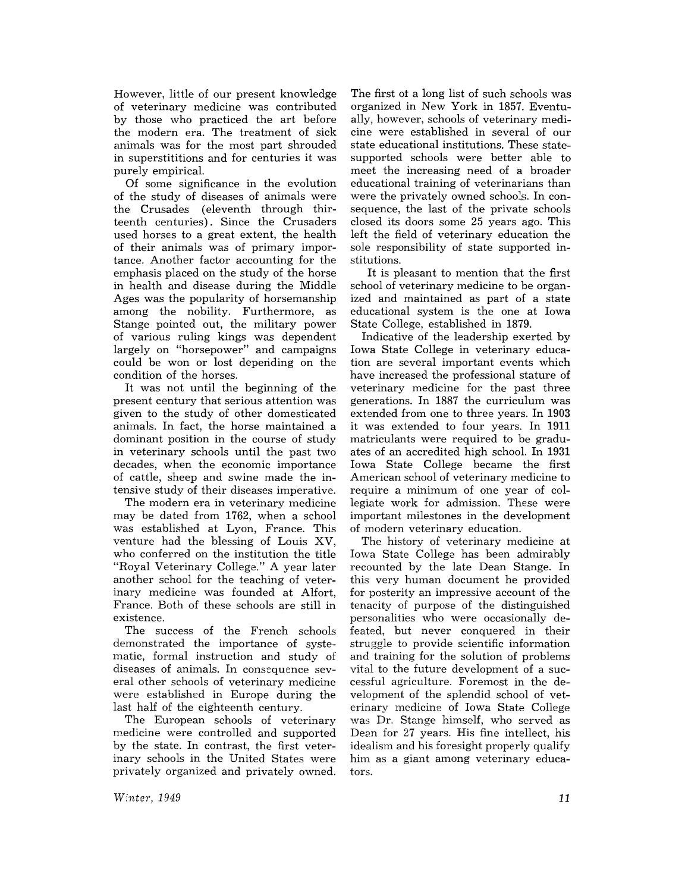However, little of our present knowledge of veterinary medicine was contributed by those who practiced the art before the modern era. The treatment of sick animals was for the most part shrouded in superstititions and for centuries it was purely empirical.

Of some significance in the evolution of the study of diseases of animals were the Crusades (eleventh through thirteenth centuries). Since the Crusaders used horses to a great extent, the health of their animals was of primary importance. Another factor accounting for the emphasis placed on the study of the horse in health and disease during the Middle Ages was the popularity of horsemanship among the nobility. Furthermore, as Stange pointed out, the military power of various ruling kings was dependent largely on "horsepower" and campaigns could be won or lost depending on the condition of the horses.

It was not until the beginning of the present century that serious attention was given to the study of other domesticated animals. In fact, the horse maintained a dominant position in the course of study in veterinary schools until the past two decades, when the economic importance of cattle, sheep and swine made the intensive study of their diseases imperative.

The modern era in veterinary medicine may be dated from 1762, when a school was established at Lyon, France. This venture had the blessing of Louis XV, who conferred on the institution the title "Royal Veterinary College." A year later another school for the teaching of veterinary medicine was founded at Alfort, France. Both of these schools are still in existence.

The success of the French schools demonstrated the importance of systematic, formal instruction and study of diseases of animals. In consequence several other schools of veterinary medicine were established in Europe during the last half of the eighteenth century.

The European schools of veterinary medicine were controlled and supported by the state. In contrast, the first veterinary schools in the United States were privately organized and privately owned. The first of a long list of such schools was organized in New York in 1857. Eventually, however, schools of veterinary medicine were established in several of our state educational institutions. These state-supported schools were better able to meet the increasing need of a broader educational training of veterinarians than were the privately owned schools. In consequence, the last of the private schools closed its doors some 25 years ago. This left the field of veterinary education the sole responsibility of state supported institutions.

It is pleasant to mention that the first school of veterinary medicine to be organized and maintained as part of a state educational system is the one at Iowa State College, established in 1879.

Indicative of the leadership exerted by Iowa State College in veterinary education are several important events which have increased the professional stature of veterinary medicine for the past three generations. In 1887 the curriculum was extended from one to three years. In 1903 it was extended to four years. In 1911 matriculants were required to be graduates of an accredited high school. In 1931 Iowa State College became the first American school of veterinary medicine to require a minimum of one year of collegiate work for admission. These were important milestones in the development of modern veterinary education.

The history of veterinary medicine at Iowa State College has been admirably recounted by the late Dean Stange. In this very human document he provided for posterity an impressive account of the tenacity of purpose of the distinguished personalities who were occasionally defeated, but never conquered in their struggle to provide scientific information and training for the solution of problems vital to the future development of a successful agriculture. Foremost in the development of the splendid school of veterinary medicine of Iowa State College was Dr. Stange himself, who served as Dean for 27 years. His fine intellect, his idealism and his foresight properly qualify him as a giant among veterinary educators.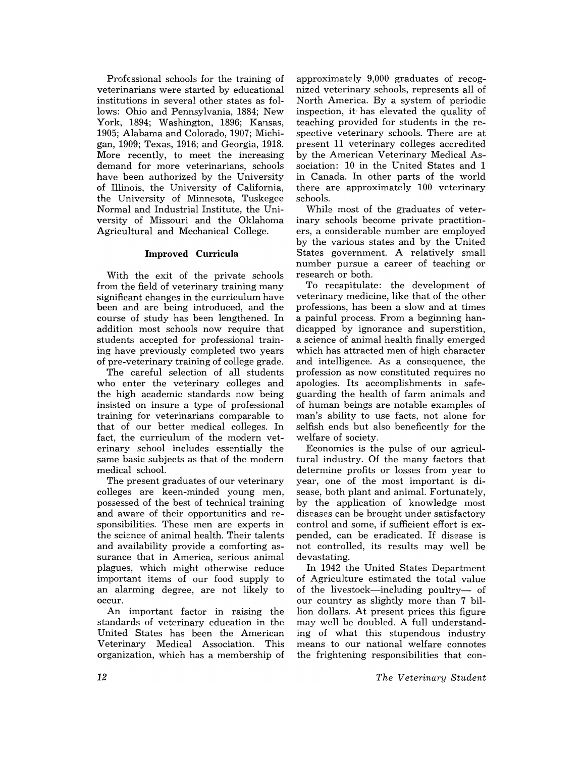Professional schools for the training of veterinarians were started by educational institutions in several other states as follows: Ohio and Pennsylvania, 1884; New York, 1894; Washington, 1896; Kansas, 1905; Alabama and Colorado, 1907; Michigan, 1909; Texas, 1916; and Georgia, 1918. More recently, to meet the increasing demand for more veterinarians, schools have been authorized by the University of Illinois, the University of California, the University of Minnesota, Tuskegee Normal and Industrial Institute, the University of Missouri and the Oklahoma Agricultural and Mechanical College.

### Improved Curricula

With the exit of the private schools from the field of veterinary training many significant changes in the curriculum have been and are being introduced, and the course of study has been lengthened. In addition most schools now require that students accepted for professional training have previously completed two years of pre-veterinary training of college grade.

The careful selection of all students who enter the veterinary colleges and the high academic standards now being insisted on insure a type of professional training for veterinarians comparable to that of our better medical colleges. In fact, the curriculum of the modern veterinary school includes essentially the same basic subjects as that of the modern medical school.

The present graduates of our veterinary colleges are keen-minded young men, possessed of the best of technical training and aware of their opportunities and responsibilities. These men are experts in the science of animal health. Their talents and availability provide a comforting assurance that in America, serious animal plagues, which might otherwise reduce important items of our food supply to an alarming degree, are not likely to occur.

An important factor in raising the standards of veterinary education in the United States has been the American Veterinary Medical Association. This organization, which has a membership of approximately 9,000 graduates of recognized veterinary schools, represents all of North America. By a system of periodic inspection, it has elevated the quality of teaching provided for students in the respective veterinary schools. There are at present 11 veterinary colleges accredited by the American Veterinary Medical Association: 10 in the United States and 1 in Canada. In other parts of the world there are approximately 100 veterinary schools.

While most of the graduates of veterinary schools become private practitioners, a considerable number are employed by the various states and by the United States government. A relatively small number pursue a career of teaching or research or both.

To recapitulate: the development of veterinary medicine, like that of the other professions, has been a slow and at times a painful process. From a beginning handicapped by ignorance and superstition, a science of animal health finally emerged which has attracted men of high character and intelligence. As a consequence, the profession as now constituted requires no apologies. Its accomplishments in safeguarding the health of farm animals and of human beings are notable examples of man's ability to use facts, not alone for selfish ends but also beneficently for the welfare of society.

Economics is the pulse of our agricultural industry. Of the many factors that determine profits or losses from year to year, one of the most important is disease, both plant and animal. Fortunately, by the application of knowledge most diseases can be brought under satisfactory control and some, if sufficient effort is expended, can be eradicated. If disease is not controlled, its results may well be devastating.

In 1942 the United States Department of Agriculture estimated the total value of the livestock—including poultry— of our country as slightly more than 7 billion dollars. At present prices this figure may well be doubled. A full understanding of what this stupendous industry means to our national welfare connotes the frightening responsibilities that con-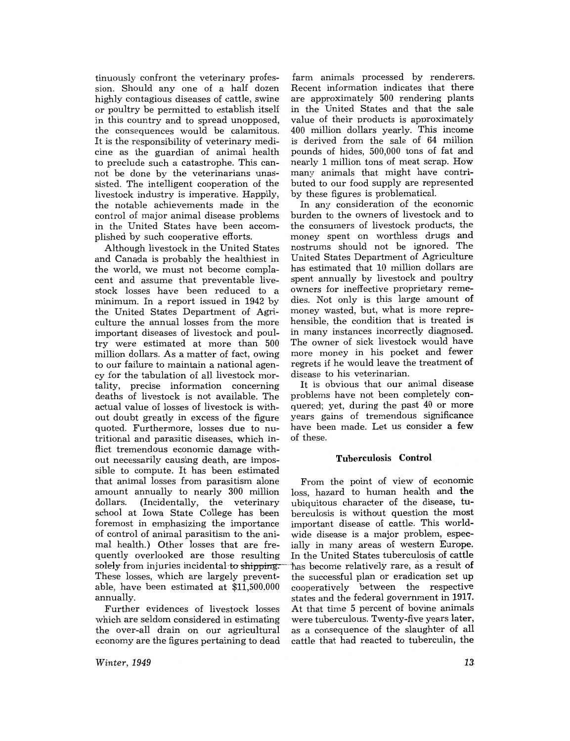tinuously confront the veterinary profession. Should any one of a half dozen highly contagious diseases of cattle, swine or poultry be permitted to establish itself in this country and to spread unopposed, the consequences would be calamitous. It is the responsibility of veterinary medicine as the guardian of animal health to preclude such a catastrophe. This cannot be done by the veterinarians unassisted. The intelligent cooperation of the livestock industry is imperative. Happily, the notable achievements made in the control of major animal disease problems in the United States have been accomplished by such cooperative efforts.

Although livestock in the United States and Canada is probably the healthiest in the world, we must not become complacent and assume that preventable livestock losses have been reduced to a minimum. In a report issued in 1942 by the United States Department of Agriculture the annual losses from the more important diseases of livestock and poultry were estimated at more than 500 million dollars. As a matter of fact, owing to our failure to maintain a national agency for the tabulation of all livestock mortality, precise information concerning deaths of livestock is not available. The actual value of losses of livestock is without doubt greatly in excess of the figure quoted. Furthermore, losses due to nutritional and parasitic diseases, which inflict tremendous economic damage without necessarily causing death, are impossible to compute. It has been estimated that animal losses from parasitism alone amount annually to nearly 300 million dollars. (Incidentally, the veterinary school at Iowa State College has been foremost in emphasizing the importance of control of animal parasitism to the animal health.) Other losses that are frequently overlooked are those resulting solely from injuries incidental to shipping. These losses, which are largely preventable, have been estimated at $11,500,000 annually.

Further evidences of livestock losses which are seldom considered in estimating the over-all drain on our agricultural economy are the figures pertaining to dead farm animals processed by renderers. Recent information indicates that there are approximately 500 rendering plants in the United States and that the sale value of their products is approximately 400 million dollars yearly. This income is derived from the sale of 64 million pounds of hides, 500,000 tons of fat and nearly 1 million tons of meat scrap. How many animals that might have contributed to our food supply are represented by these figures is problematical.

In any consideration of the economic burden to the owners of livestock and to the consumers of livestock products, the money spent on worthless drugs and nostrums should not be ignored. The United States Department of Agriculture has estimated that 10 million dollars are spent annually by livestock and poultry owners for ineffective proprietary remedies. Not only is this large amount of money wasted, but, what is more reprehensible, the condition that is treated is in many instances incorrectly diagnosed. The owner of sick livestock would have more money in his pocket and fewer regrets if he would leave the treatment of disease to his veterinarian.

It is obvious that our animal disease problems have not been completely conquered; yet, during the past 40 or more years gains of tremendous significance have been made. Let us consider a few of these.

### Tuberculosis Control

From the point of view of economic loss, hazard to human health and the ubiquitous character of the disease, tuberculosis is without question the most important disease of cattle. This worldwide disease is a major problem, especially in many areas of western Europe. In the United States tuberculosis of cattle has become relatively rare, as a result of the successful plan or eradication set up cooperatively between the respective states and the federal government in 1917. At that time 5 percent of bovine animals were tuberculous. Twenty-five years later, as a consequence of the slaughter of all cattle that had reacted to tuberculin, the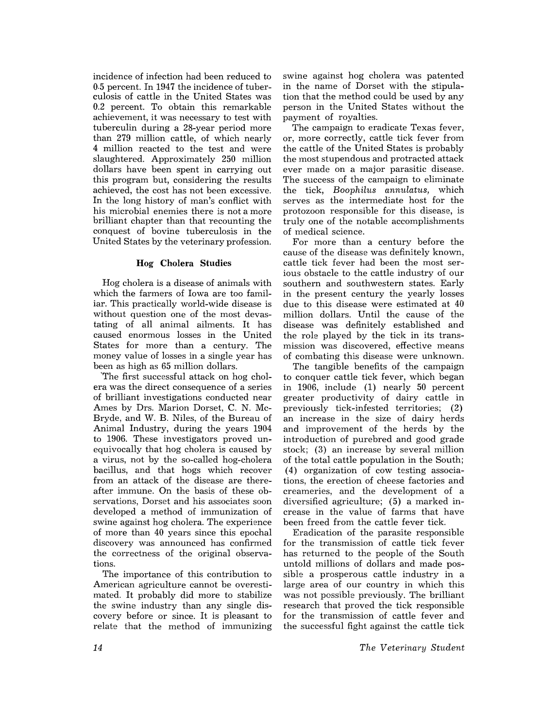incidence of infection had been reduced to 0.5 percent. In 1947 the incidence of tuberculosis of cattle in the United States was 0.2 percent. To obtain this remarkable achievement, it was necessary to test with tuberculin during a 28-year period more than 279 million cattle, of which nearly 4 million reacted to the test and were slaughtered. Approximately 250 million dollars have been spent in carrying out this program but, considering the results achieved, the cost has not been excessive. In the long history of man's conflict with his microbial enemies there is not a more brilliant chapter than that recounting the conquest of bovine tuberculosis in the United States by the veterinary profession.

### Hog Cholera Studies

Hog cholera is a disease of animals with which the farmers of Iowa are too familiar. This practically world-wide disease is without question one of the most devastating of all animal ailments. It has caused enormous losses in the United States for more than a century. The money value of losses in a single year has been as high as 65 million dollars.

The first successful attack on hog cholera was the direct consequence of a series of brilliant investigations conducted near Ames by Drs. Marion Dorset, C. N. McBryde, and W. B. Niles, of the Bureau of Animal Industry, during the years 1904 to 1906. These investigators proved unequivocally that hog cholera is caused by a virus, not by the so-called hog-cholera bacillus, and that hogs which recover from an attack of the disease are thereafter immune. On the basis of these observations, Dorset and his associates soon developed a method of immunization of swine against hog cholera. The experience of more than 40 years since this epochal discovery was announced has confirmed the correctness of the original observations.

The importance of this contribution to American agriculture cannot be overestimated. It probably did more to stabilize the swine industry than any single discovery before or since. It is pleasant to relate that the method of immunizing swine against hog cholera was patented in the name of Dorset with the stipulation that the method could be used by any person in the United States without the payment of royalties.

The campaign to eradicate Texas fever, or, more correctly, cattle tick fever from the cattle of the United States is probably the most stupendous and protracted attack ever made on a major parasitic disease. The success of the campaign to eliminate the tick, *Boophilus annulatus,* which serves as the intermediate host for the protozoon responsible for this disease, is truly one of the notable accomplishments of medical science.

For more than a century before the cause of the disease was definitely known, cattle tick fever had been the most serious obstacle to the cattle industry of our southern and southwestern states. Early in the present century the yearly losses due to this disease were estimated at 40 million dollars. Until the cause of the disease was definitely established and the role played by the tick in its transmission was discovered, effective means of combating this disease were unknown.

The tangible benefits of the campaign to conquer cattle tick fever, which began in 1906, include (1) nearly 50 percent greater productivity of dairy cattle in previously tick-infested territories; (2) an increase in the size of dairy herds and improvement of the herds by the introduction of purebred and good grade stock; (3) an increase by several million of the total cattle population in the South; (4) organization of cow testing associations, the erection of cheese factories and creameries, and the development of a diversified agriculture; (5) a marked increase in the value of farms that have been freed from the cattle fever tick.

Eradication of the parasite responsible for the transmission of cattle tick fever has returned to the people of the South untold millions of dollars and made possible a prosperous cattle industry in a large area of our country in which this was not possible previously. The brilliant research that proved the tick responsible for the transmission of cattle fever and the successful fight against the cattle tick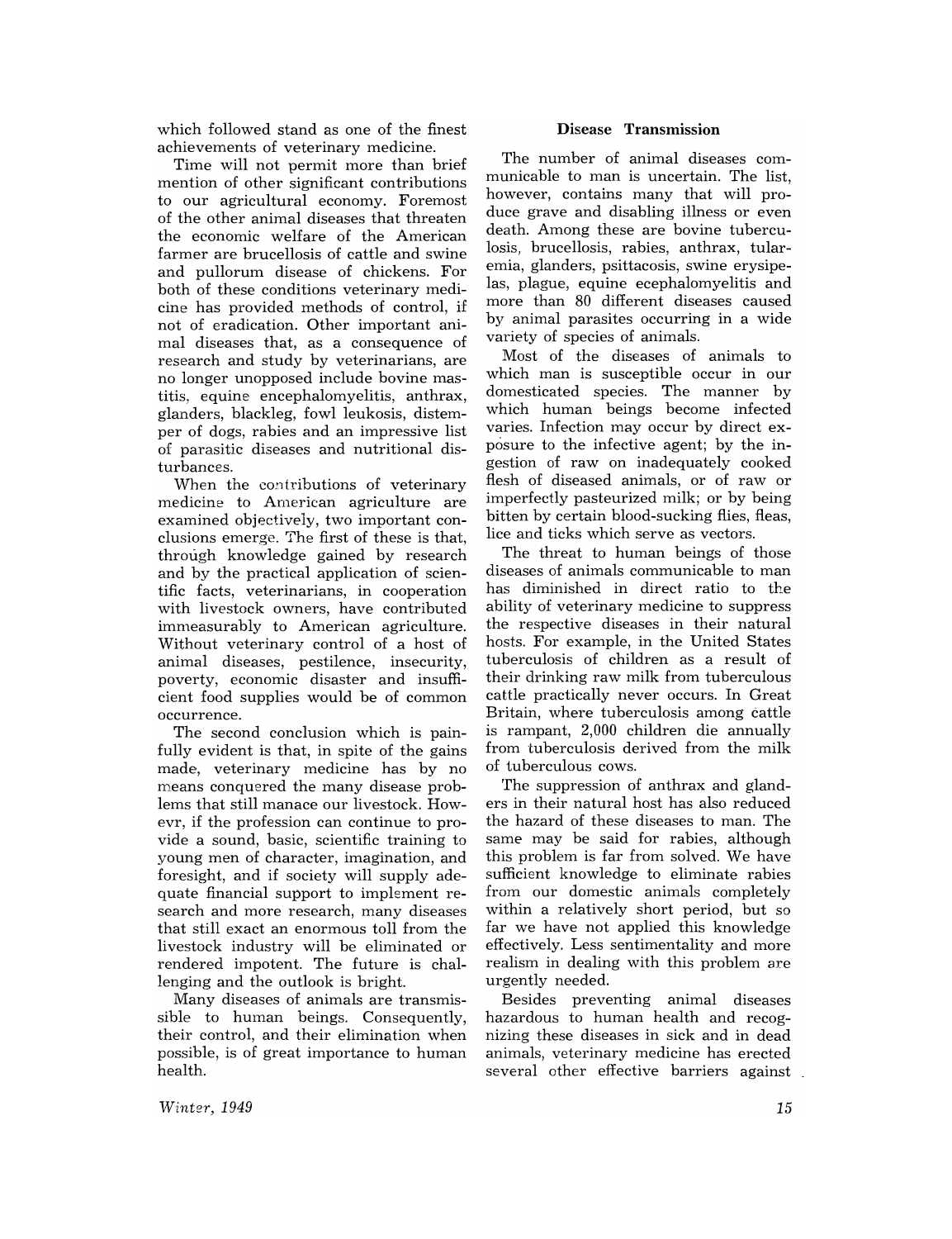which followed stand as one of the finest achievements of veterinary medicine.

Time will not permit more than brief mention of other significant contributions to our agricultural economy. Foremost of the other animal diseases that threaten the economic welfare of the American farmer are brucellosis of cattle and swine and pullorum disease of chickens. For both of these conditions veterinary medicine has provided methods of control, if not of eradication. Other important animal diseases that, as a consequence of research and study by veterinarians, are no longer unopposed include bovine mastitis, equine encephalomyelitis, anthrax, glanders, blackleg, fowl leukosis, distemper of dogs, rabies and an impressive list of parasitic diseases and nutritional disturbances.

When the contributions of veterinary medicine to American agriculture are examined objectively, two important conclusions emerge. The first of these is that, through knowledge gained by research and by the practical application of scientific facts, veterinarians, in cooperation with livestock owners, have contributed immeasurably to American agriculture. Without veterinary control of a host of animal diseases, pestilence, insecurity, poverty, economic disaster and insufficient food supplies would be of common occurrence.

The second conclusion which is painfully evident is that, in spite of the gains made, veterinary medicine has by no means conquered the many disease problems that still manace our livestock. Howevr, if the profession can continue to provide a sound, basic, scientific training to young men of character, imagination, and foresight, and if society will supply adequate financial support to implement research and more research, many diseases that still exact an enormous toll from the livestock industry will be eliminated or rendered impotent. The future is challenging and the outlook is bright.

Many diseases of animals are transmissible to human beings. Consequently, their control, and their elimination when possible, is of great importance to human health.

### Disease Transmission

The number of animal diseases communicable to man is uncertain. The list, however, contains many that will produce grave and disabling illness or even death. Among these are bovine tuberculosis, brucellosis, rabies, anthrax, tularemia, glanders, psittacosis, swine erysipelas, plague, equine ecephalomyelitis and more than 80 different diseases caused by animal parasites occurring in a wide variety of species of animals.

Most of the diseases of animals to which man is susceptible occur in our domesticated species. The manner by which human beings become infected varies. Infection may occur by direct exposure to the infective agent; by the ingestion of raw on inadequately cooked flesh of diseased animals, or of raw or imperfectly pasteurized milk; or by being bitten by certain blood-sucking flies, fleas, lice and ticks which serve as vectors.

The threat to human beings of those diseases of animals communicable to man has diminished in direct ratio to the ability of veterinary medicine to suppress the respective diseases in their natural hosts. For example, in the United States tuberculosis of children as a result of their drinking raw milk from tuberculous cattle practically never occurs. In Great Britain, where tuberculosis among cattle is rampant, 2,000 children die annually from tuberculosis derived from the milk of tuberculous cows.

The suppression of anthrax and glanders in their natural host has also reduced the hazard of these diseases to man. The same may be said for rabies, although this problem is far from solved. We have sufficient knowledge to eliminate rabies from our domestic animals completely within a relatively short period, but so far we have not applied this knowledge effectively. Less sentimentality and more realism in dealing with this problem are urgently needed.

Besides preventing animal diseases hazardous to human health and recognizing these diseases in sick and in dead animals, veterinary medicine has erected several other effective barriers against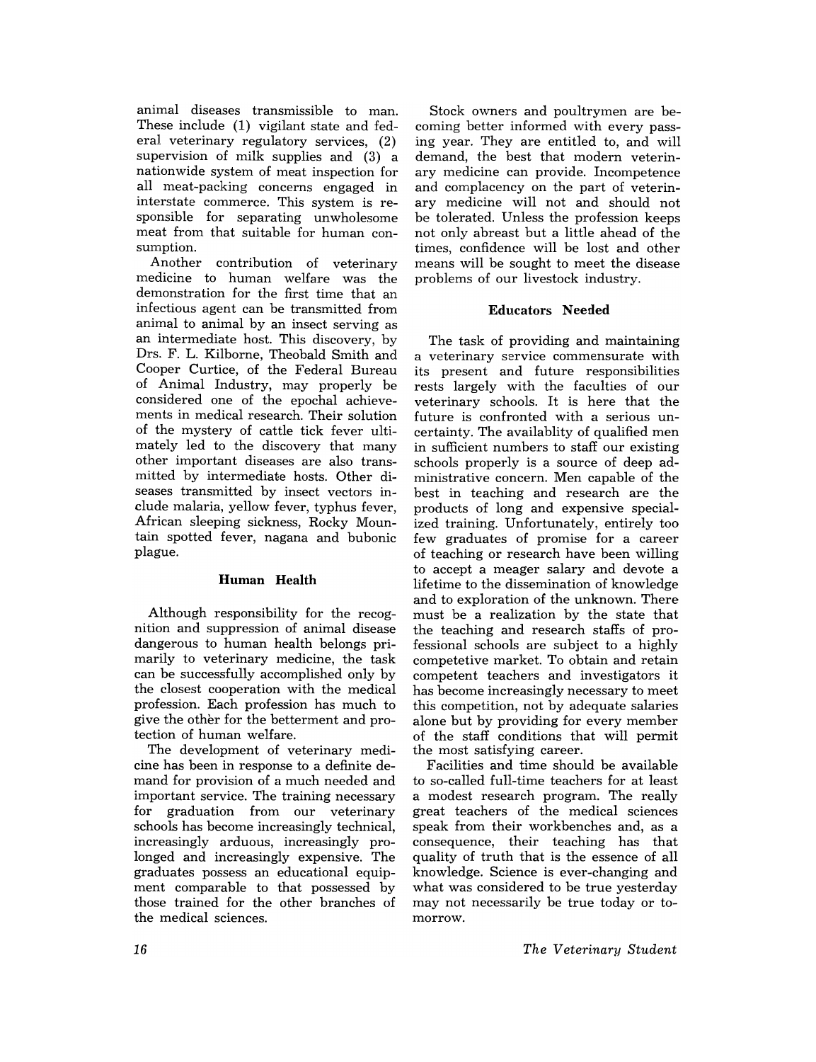animal diseases transmissible to man. These include (1) vigilant state and federal veterinary regulatory services, (2) supervision of milk supplies and (3) a nationwide system of meat inspection for all meat-packing concerns engaged in interstate commerce. This system is responsible for separating unwholesome meat from that suitable for human consumption.

Another contribution of veterinary medicine to human welfare was the demonstration for the first time that an infectious agent can be transmitted from animal to animal by an insect serving as an intermediate host. This discovery, by Drs. F. L. Kilborne, Theobald Smith and Cooper Curtice, of the Federal Bureau of Animal Industry, may properly be considered one of the epochal achievements in medical research. Their solution of the mystery of cattle tick fever ultimately led to the discovery that many other important diseases are also transmitted by intermediate hosts. Other diseases transmitted by insect vectors include malaria, yellow fever, typhus fever, African sleeping sickness, Rocky Mountain spotted fever, nagana and bubonic plague.

### Human Health

Although responsibility for the recognition and suppression of animal disease dangerous to human health belongs primarily to veterinary medicine, the task can be successfully accomplished only by the closest cooperation with the medical profession. Each profession has much to give the other for the betterment and protection of human welfare.

The development of veterinary medicine has been in response to a definite demand for provision of a much needed and important service. The training necessary for graduation from our veterinary schools has become increasingly technical, increasingly arduous, increasingly prolonged and increasingly expensive. The graduates possess an educational equipment comparable to that possessed by those trained for the other branches of the medical sciences.

Stock owners and poultrymen are becoming better informed with every passing year. They are entitled to, and will demand, the best that modern veterinary medicine can provide. Incompetence and complacency on the part of veterinary medicine will not and should not be tolerated. Unless the profession keeps not only abreast but a little ahead of the times, confidence will be lost and other means will be sought to meet the disease problems of our livestock industry.

### Educators Needed

The task of providing and maintaining a veterinary service commensurate with its present and future responsibilities rests largely with the faculties of our veterinary schools. It is here that the future is confronted with a serious uncertainty. The availablity of qualified men in sufficient numbers to staff our existing schools properly is a source of deep administrative concern. Men capable of the best in teaching and research are the products of long and expensive specialized training. Unfortunately, entirely too few graduates of promise for a career of teaching or research have been willing to accept a meager salary and devote a lifetime to the dissemination of knowledge and to exploration of the unknown. There must be a realization by the state that the teaching and research staffs of professional schools are subject to a highly competetive market. To obtain and retain competent teachers and investigators it has become increasingly necessary to meet this competition, not by adequate salaries alone but by providing for every member of the staff conditions that will permit the most satisfying career.

Facilities and time should be available to so-called full-time teachers for at least a modest research program. The really great teachers of the medical sciences speak from their workbenches and, as a consequence, their teaching has that quality of truth that is the essence of all knowledge. Science is ever-changing and what was considered to be true yesterday may not necessarily be true today or tomorrow.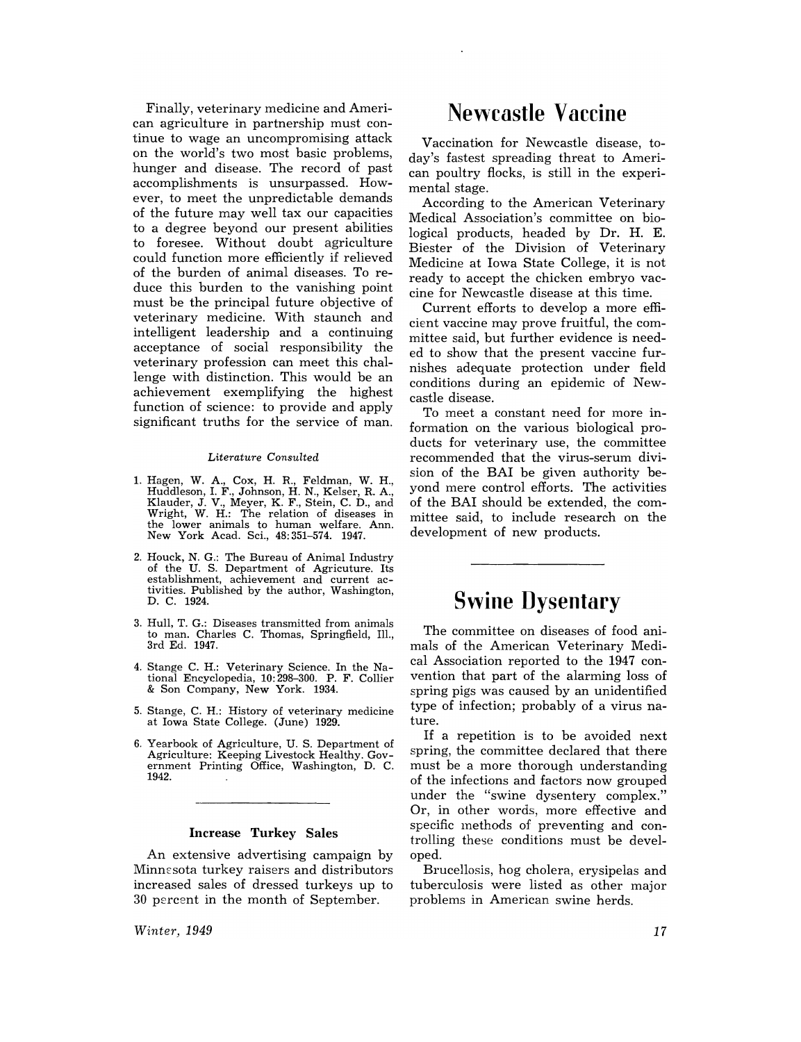Finally, veterinary medicine and American agriculture in partnership must continue to wage an uncompromising attack on the world's two most basic problems, hunger and disease. The record of past accomplishments is unsurpassed. However, to meet the unpredictable demands of the future may well tax our capacities to a degree beyond our present abilities to foresee. Without doubt agriculture could function more efficiently if relieved of the burden of animal diseases. To reduce this burden to the vanishing point must be the principal future objective of veterinary medicine. With staunch and intelligent leadership and a continuing acceptance of social responsibility the veterinary profession can meet this challenge with distinction. This would be an achievement exemplifying the highest function of science: to provide and apply significant truths for the service of man.

*Literature Consulted*

1. Hagen, W. A., Cox, H. R., Feldman, W. H., Huddleson, I. F., Johnson, H. N., Kelser, R. A., Klauder, J. V., Meyer, K. F., Stein, C. D., and Wright, W. H.: The relation of diseases in the lower animals to human welfare. Ann. New York Acad. Sci., 48:351–574. 1947.
2. Houck, N. G.: The Bureau of Animal Industry of the U. S. Department of Agricuture. Its establishment, achievement and current activities. Published by the author, Washington, D. C. 1924.
3. Hull, T. G.: Diseases transmitted from animals to man. Charles C. Thomas, Springfield, Ill., 3rd Ed. 1947.
4. Stange C. H.: Veterinary Science. In the National Encyclopedia, 10:298–300. P. F. Collier & Son Company, New York. 1934.
5. Stange, C. H.: History of veterinary medicine at Iowa State College. (June) 1929.
6. Yearbook of Agriculture, U. S. Department of Agriculture: Keeping Livestock Healthy. Government Printing Office, Washington, D. C. 1942.

### Increase Turkey Sales

An extensive advertising campaign by Minnesota turkey raisers and distributors increased sales of dressed turkeys up to 30 percent in the month of September.

## Newcastle Vaccine

Vaccination for Newcastle disease, today's fastest spreading threat to American poultry flocks, is still in the experimental stage.

According to the American Veterinary Medical Association's committee on biological products, headed by Dr. H. E. Biester of the Division of Veterinary Medicine at Iowa State College, it is not ready to accept the chicken embryo vaccine for Newcastle disease at this time.

Current efforts to develop a more efficient vaccine may prove fruitful, the committee said, but further evidence is needed to show that the present vaccine furnishes adequate protection under field conditions during an epidemic of Newcastle disease.

To meet a constant need for more information on the various biological products for veterinary use, the committee recommended that the virus-serum division of the BAI be given authority beyond mere control efforts. The activities of the BAI should be extended, the committee said, to include research on the development of new products.

## Swine Dysentary

The committee on diseases of food animals of the American Veterinary Medical Association reported to the 1947 convention that part of the alarming loss of spring pigs was caused by an unidentified type of infection; probably of a virus nature.

If a repetition is to be avoided next spring, the committee declared that there must be a more thorough understanding of the infections and factors now grouped under the "swine dysentery complex." Or, in other words, more effective and specific methods of preventing and controlling these conditions must be developed.

Brucellosis, hog cholera, erysipelas and tuberculosis were listed as other major problems in American swine herds.